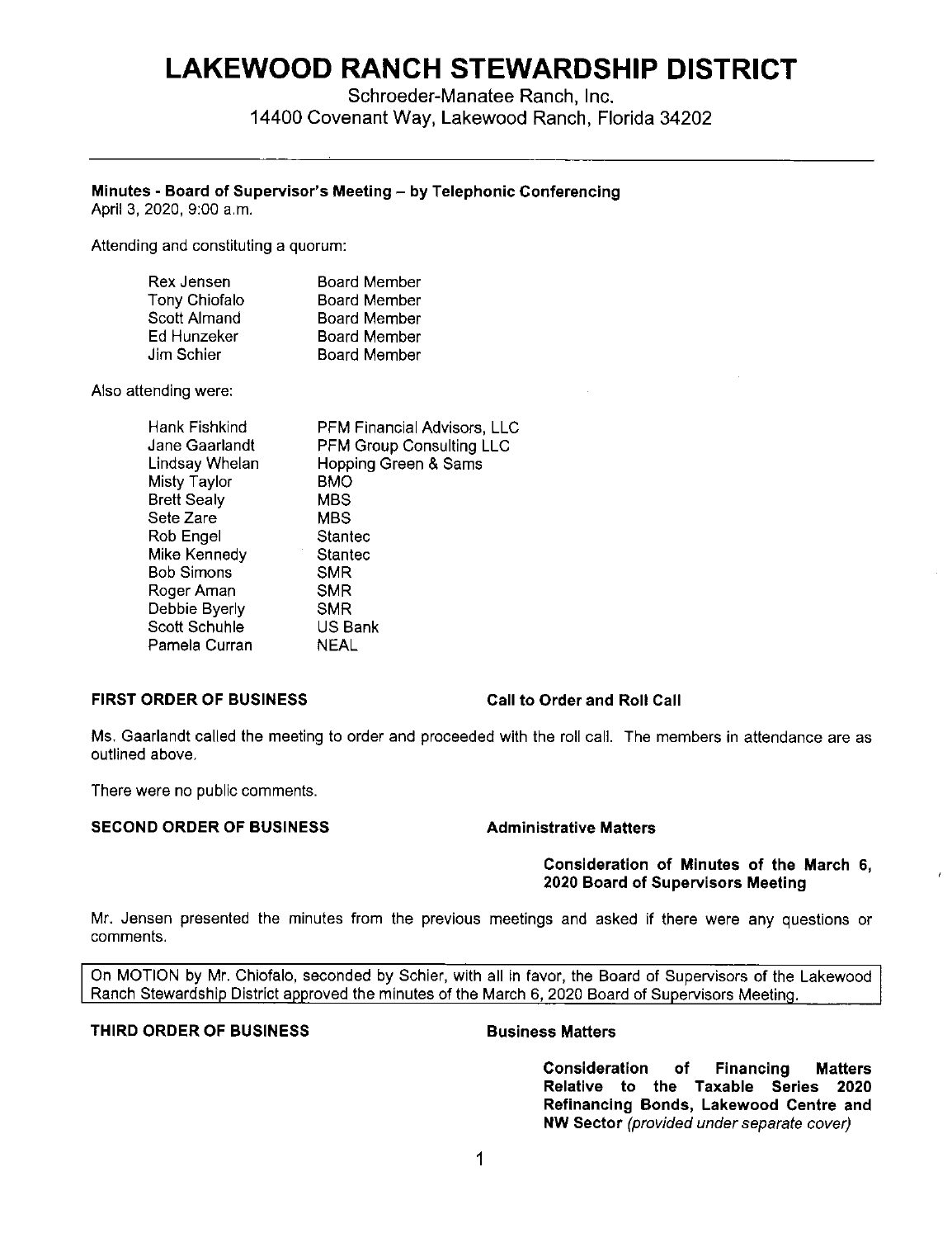# LAKEWOOD RANCH STEWARDSHIP DISTRICT

Schroeder-Manatee Ranch, Inc.
14400 Covenant Way, Lakewood Ranch, Florida 34202

---

**Minutes - Board of Supervisor's Meeting – by Telephonic Conferencing**
April 3, 2020, 9:00 a.m.

Attending and constituting a quorum:

| | |
|---|---|
| Rex Jensen | Board Member |
| Tony Chiofalo | Board Member |
| Scott Almand | Board Member |
| Ed Hunzeker | Board Member |
| Jim Schier | Board Member |

Also attending were:

| | |
|---|---|
| Hank Fishkind | PFM Financial Advisors, LLC |
| Jane Gaarlandt | PFM Group Consulting LLC |
| Lindsay Whelan | Hopping Green & Sams |
| Misty Taylor | BMO |
| Brett Sealy | MBS |
| Sete Zare | MBS |
| Rob Engel | Stantec |
| Mike Kennedy | Stantec |
| Bob Simons | SMR |
| Roger Aman | SMR |
| Debbie Byerly | SMR |
| Scott Schuhle | US Bank |
| Pamela Curran | NEAL |

**FIRST ORDER OF BUSINESS** **Call to Order and Roll Call**

Ms. Gaarlandt called the meeting to order and proceeded with the roll call. The members in attendance are as outlined above.

There were no public comments.

**SECOND ORDER OF BUSINESS** **Administrative Matters**

**Consideration of Minutes of the March 6, 2020 Board of Supervisors Meeting**

Mr. Jensen presented the minutes from the previous meetings and asked if there were any questions or comments.

On MOTION by Mr. Chiofalo, seconded by Schier, with all in favor, the Board of Supervisors of the Lakewood Ranch Stewardship District approved the minutes of the March 6, 2020 Board of Supervisors Meeting.

**THIRD ORDER OF BUSINESS** **Business Matters**

**Consideration of Financing Matters Relative to the Taxable Series 2020 Refinancing Bonds, Lakewood Centre and NW Sector** *(provided under separate cover)*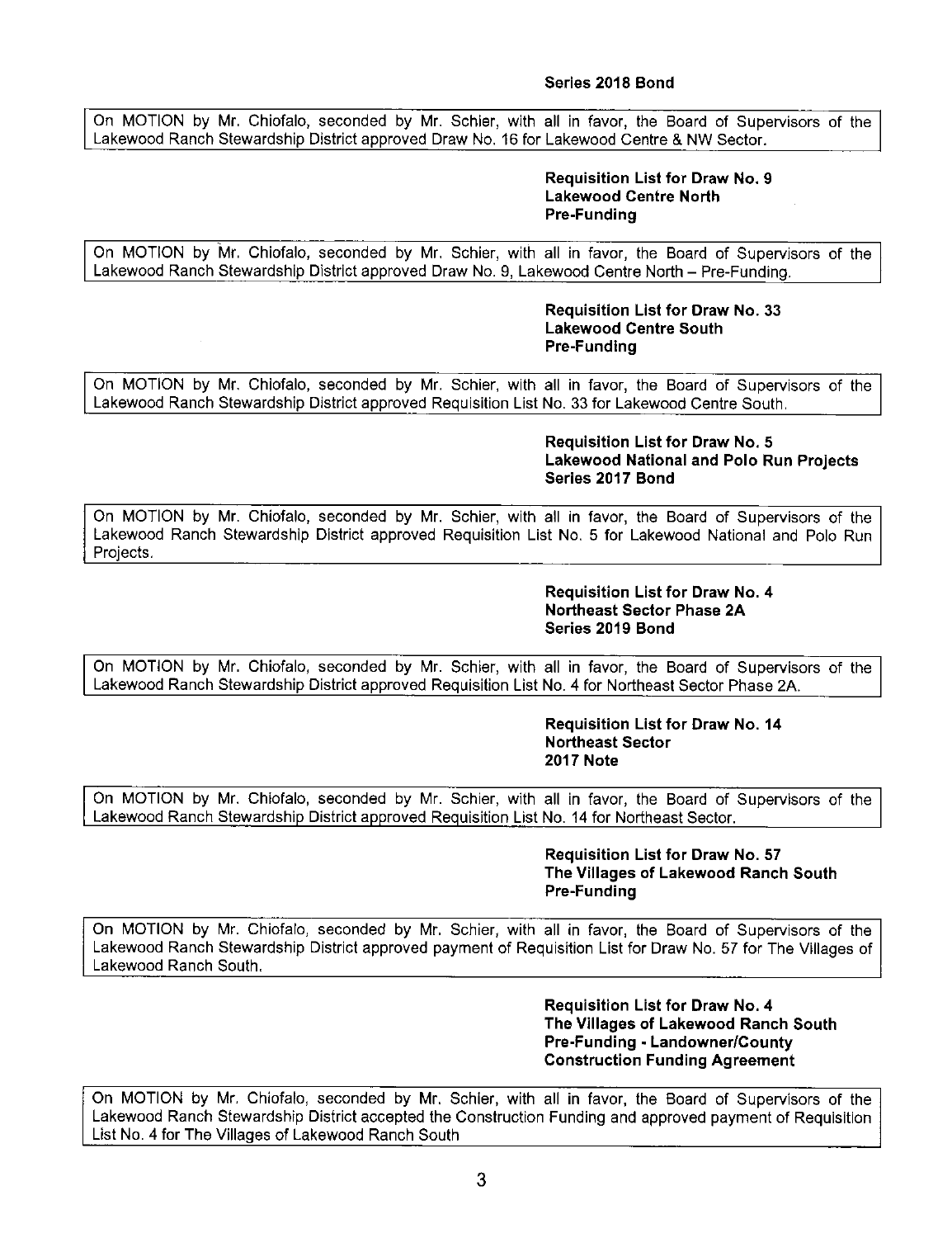**Series 2018 Bond**

On MOTION by Mr. Chiofalo, seconded by Mr. Schier, with all in favor, the Board of Supervisors of the Lakewood Ranch Stewardship District approved Draw No. 16 for Lakewood Centre & NW Sector.

**Requisition List for Draw No. 9**
**Lakewood Centre North**
**Pre-Funding**

On MOTION by Mr. Chiofalo, seconded by Mr. Schier, with all in favor, the Board of Supervisors of the Lakewood Ranch Stewardship District approved Draw No. 9, Lakewood Centre North – Pre-Funding.

**Requisition List for Draw No. 33**
**Lakewood Centre South**
**Pre-Funding**

On MOTION by Mr. Chiofalo, seconded by Mr. Schier, with all in favor, the Board of Supervisors of the Lakewood Ranch Stewardship District approved Requisition List No. 33 for Lakewood Centre South.

**Requisition List for Draw No. 5**
**Lakewood National and Polo Run Projects**
**Series 2017 Bond**

On MOTION by Mr. Chiofalo, seconded by Mr. Schier, with all in favor, the Board of Supervisors of the Lakewood Ranch Stewardship District approved Requisition List No. 5 for Lakewood National and Polo Run Projects.

**Requisition List for Draw No. 4**
**Northeast Sector Phase 2A**
**Series 2019 Bond**

On MOTION by Mr. Chiofalo, seconded by Mr. Schier, with all in favor, the Board of Supervisors of the Lakewood Ranch Stewardship District approved Requisition List No. 4 for Northeast Sector Phase 2A.

**Requisition List for Draw No. 14**
**Northeast Sector**
**2017 Note**

On MOTION by Mr. Chiofalo, seconded by Mr. Schier, with all in favor, the Board of Supervisors of the Lakewood Ranch Stewardship District approved Requisition List No. 14 for Northeast Sector.

**Requisition List for Draw No. 57**
**The Villages of Lakewood Ranch South**
**Pre-Funding**

On MOTION by Mr. Chiofalo, seconded by Mr. Schier, with all in favor, the Board of Supervisors of the Lakewood Ranch Stewardship District approved payment of Requisition List for Draw No. 57 for The Villages of Lakewood Ranch South.

**Requisition List for Draw No. 4**
**The Villages of Lakewood Ranch South**
**Pre-Funding - Landowner/County**
**Construction Funding Agreement**

On MOTION by Mr. Chiofalo, seconded by Mr. Schier, with all in favor, the Board of Supervisors of the Lakewood Ranch Stewardship District accepted the Construction Funding and approved payment of Requisition List No. 4 for The Villages of Lakewood Ranch South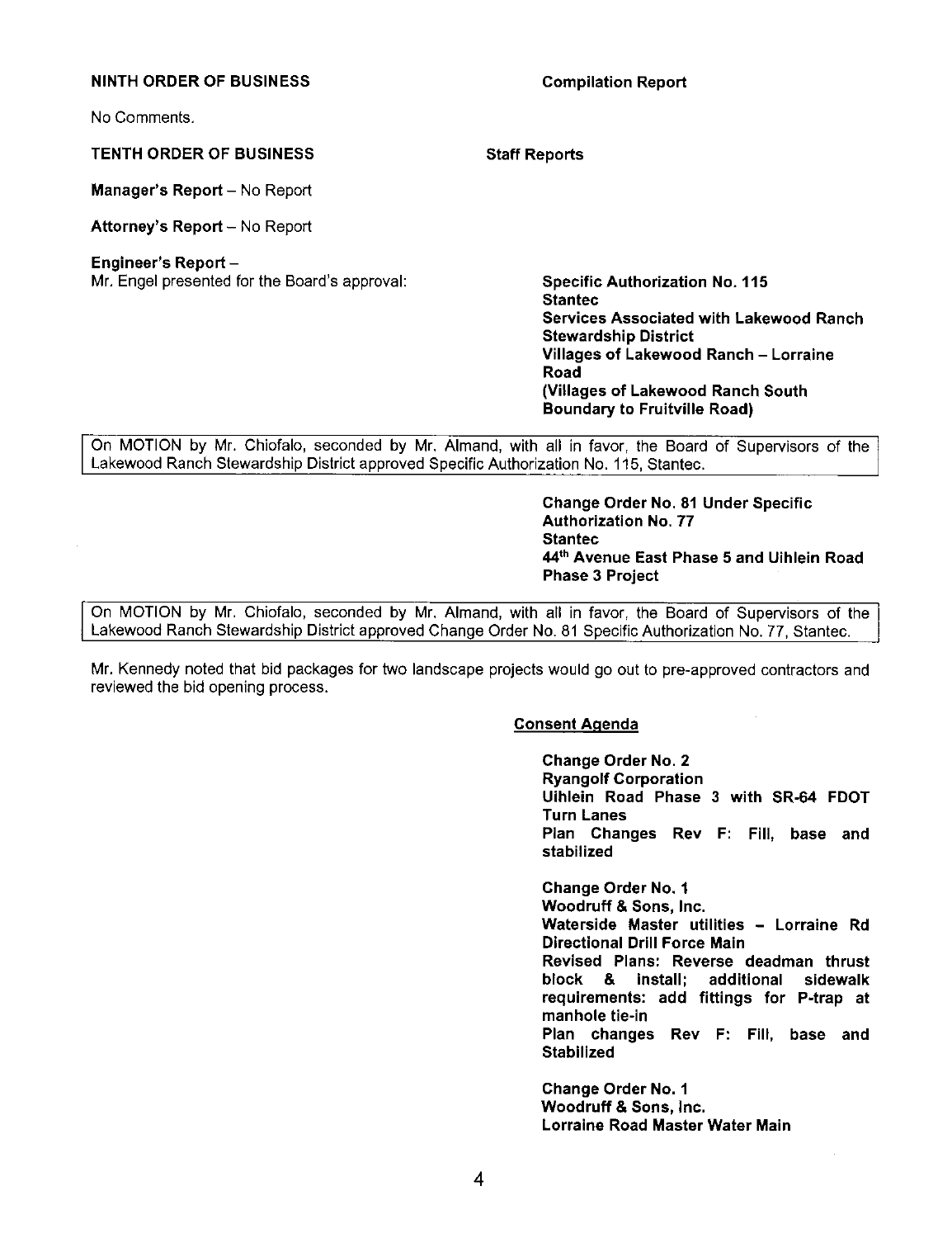**NINTH ORDER OF BUSINESS** **Compilation Report**

No Comments.

**TENTH ORDER OF BUSINESS** **Staff Reports**

**Manager's Report** – No Report

**Attorney's Report** – No Report

**Engineer's Report** –

Mr. Engel presented for the Board's approval:

**Specific Authorization No. 115**
**Stantec**
**Services Associated with Lakewood Ranch Stewardship District**
**Villages of Lakewood Ranch – Lorraine Road**
**(Villages of Lakewood Ranch South Boundary to Fruitville Road)**

On MOTION by Mr. Chiofalo, seconded by Mr. Almand, with all in favor, the Board of Supervisors of the Lakewood Ranch Stewardship District approved Specific Authorization No. 115, Stantec.

**Change Order No. 81 Under Specific Authorization No. 77**
**Stantec**
**44th Avenue East Phase 5 and Uihlein Road Phase 3 Project**

On MOTION by Mr. Chiofalo, seconded by Mr. Almand, with all in favor, the Board of Supervisors of the Lakewood Ranch Stewardship District approved Change Order No. 81 Specific Authorization No. 77, Stantec.

Mr. Kennedy noted that bid packages for two landscape projects would go out to pre-approved contractors and reviewed the bid opening process.

**Consent Agenda**

**Change Order No. 2**
**Ryangolf Corporation**
**Uihlein Road Phase 3 with SR-64 FDOT Turn Lanes**
**Plan Changes Rev F: Fill, base and stabilized**

**Change Order No. 1**
**Woodruff & Sons, Inc.**
**Waterside Master utilities – Lorraine Rd Directional Drill Force Main**
**Revised Plans: Reverse deadman thrust block & install; additional sidewalk requirements: add fittings for P-trap at manhole tie-in**
**Plan changes Rev F: Fill, base and Stabilized**

**Change Order No. 1**
**Woodruff & Sons, Inc.**
**Lorraine Road Master Water Main**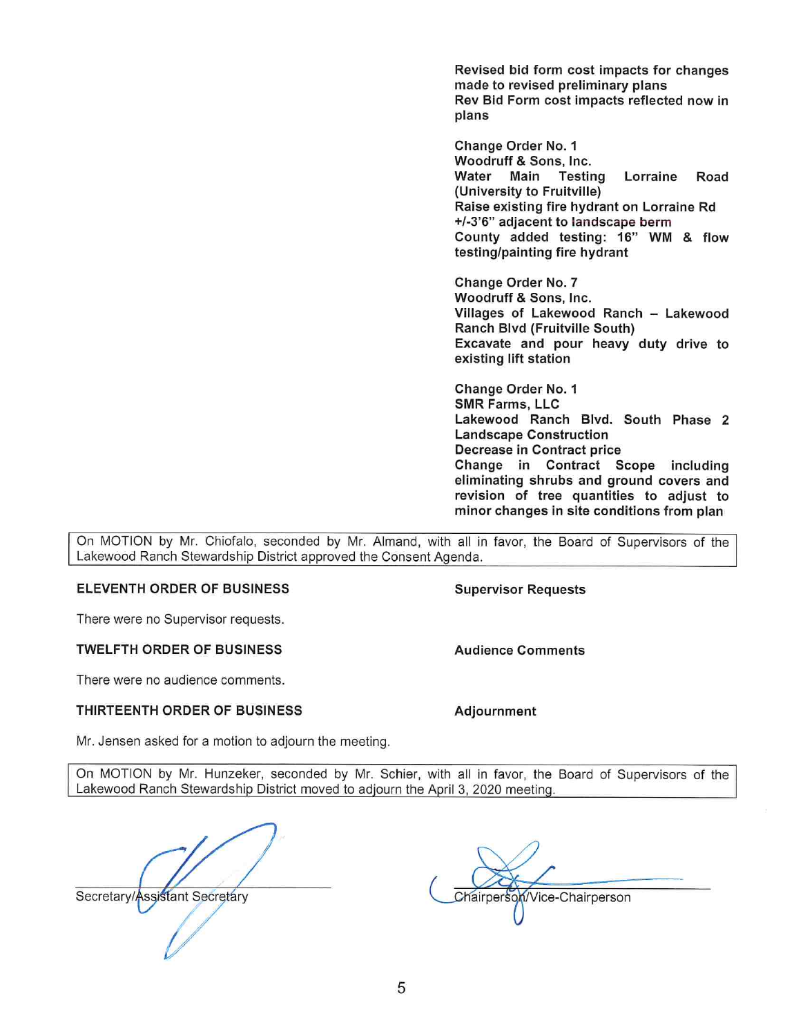**Revised bid form cost impacts for changes made to revised preliminary plans**
**Rev Bid Form cost impacts reflected now in plans**

**Change Order No. 1**
**Woodruff & Sons, Inc.**
**Water Main Testing Lorraine Road (University to Fruitville)**
**Raise existing fire hydrant on Lorraine Rd +/-3'6" adjacent to landscape berm**
**County added testing: 16" WM & flow testing/painting fire hydrant**

**Change Order No. 7**
**Woodruff & Sons, Inc.**
**Villages of Lakewood Ranch – Lakewood Ranch Blvd (Fruitville South)**
**Excavate and pour heavy duty drive to existing lift station**

**Change Order No. 1**
**SMR Farms, LLC**
**Lakewood Ranch Blvd. South Phase 2 Landscape Construction**
**Decrease in Contract price**
**Change in Contract Scope including eliminating shrubs and ground covers and revision of tree quantities to adjust to minor changes in site conditions from plan**

> On MOTION by Mr. Chiofalo, seconded by Mr. Almand, with all in favor, the Board of Supervisors of the Lakewood Ranch Stewardship District approved the Consent Agenda.

**ELEVENTH ORDER OF BUSINESS** — **Supervisor Requests**

There were no Supervisor requests.

**TWELFTH ORDER OF BUSINESS** — **Audience Comments**

There were no audience comments.

**THIRTEENTH ORDER OF BUSINESS** — **Adjournment**

Mr. Jensen asked for a motion to adjourn the meeting.

> On MOTION by Mr. Hunzeker, seconded by Mr. Schier, with all in favor, the Board of Supervisors of the Lakewood Ranch Stewardship District moved to adjourn the April 3, 2020 meeting.

Secretary/Assistant Secretary

Chairperson/Vice-Chairperson